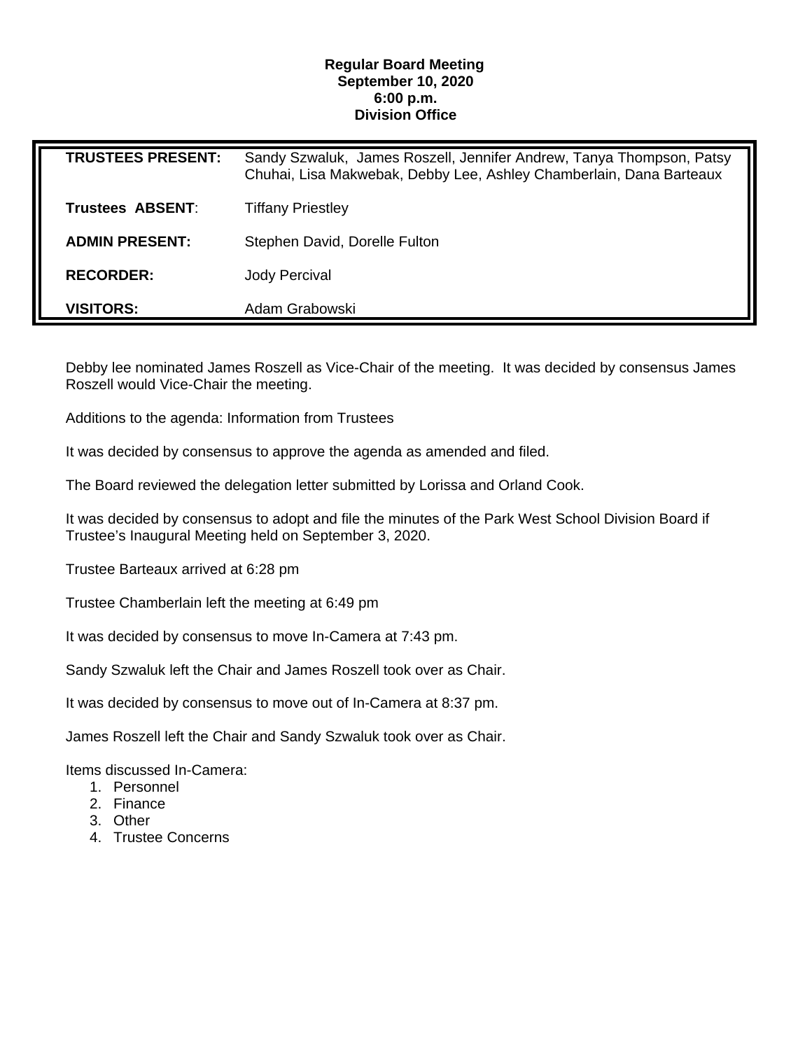**Regular Board Meeting**
**September 10, 2020**
**6:00 p.m.**
**Division Office**

| | |
|---|---|
| **TRUSTEES PRESENT:** | Sandy Szwaluk, James Roszell, Jennifer Andrew, Tanya Thompson, Patsy Chuhai, Lisa Makwebak, Debby Lee, Ashley Chamberlain, Dana Barteaux |
| **Trustees ABSENT**: | Tiffany Priestley |
| **ADMIN PRESENT:** | Stephen David, Dorelle Fulton |
| **RECORDER:** | Jody Percival |
| **VISITORS:** | Adam Grabowski |

Debby lee nominated James Roszell as Vice-Chair of the meeting. It was decided by consensus James Roszell would Vice-Chair the meeting.

Additions to the agenda: Information from Trustees

It was decided by consensus to approve the agenda as amended and filed.

The Board reviewed the delegation letter submitted by Lorissa and Orland Cook.

It was decided by consensus to adopt and file the minutes of the Park West School Division Board if Trustee's Inaugural Meeting held on September 3, 2020.

Trustee Barteaux arrived at 6:28 pm

Trustee Chamberlain left the meeting at 6:49 pm

It was decided by consensus to move In-Camera at 7:43 pm.

Sandy Szwaluk left the Chair and James Roszell took over as Chair.

It was decided by consensus to move out of In-Camera at 8:37 pm.

James Roszell left the Chair and Sandy Szwaluk took over as Chair.

Items discussed In-Camera:

1. Personnel
2. Finance
3. Other
4. Trustee Concerns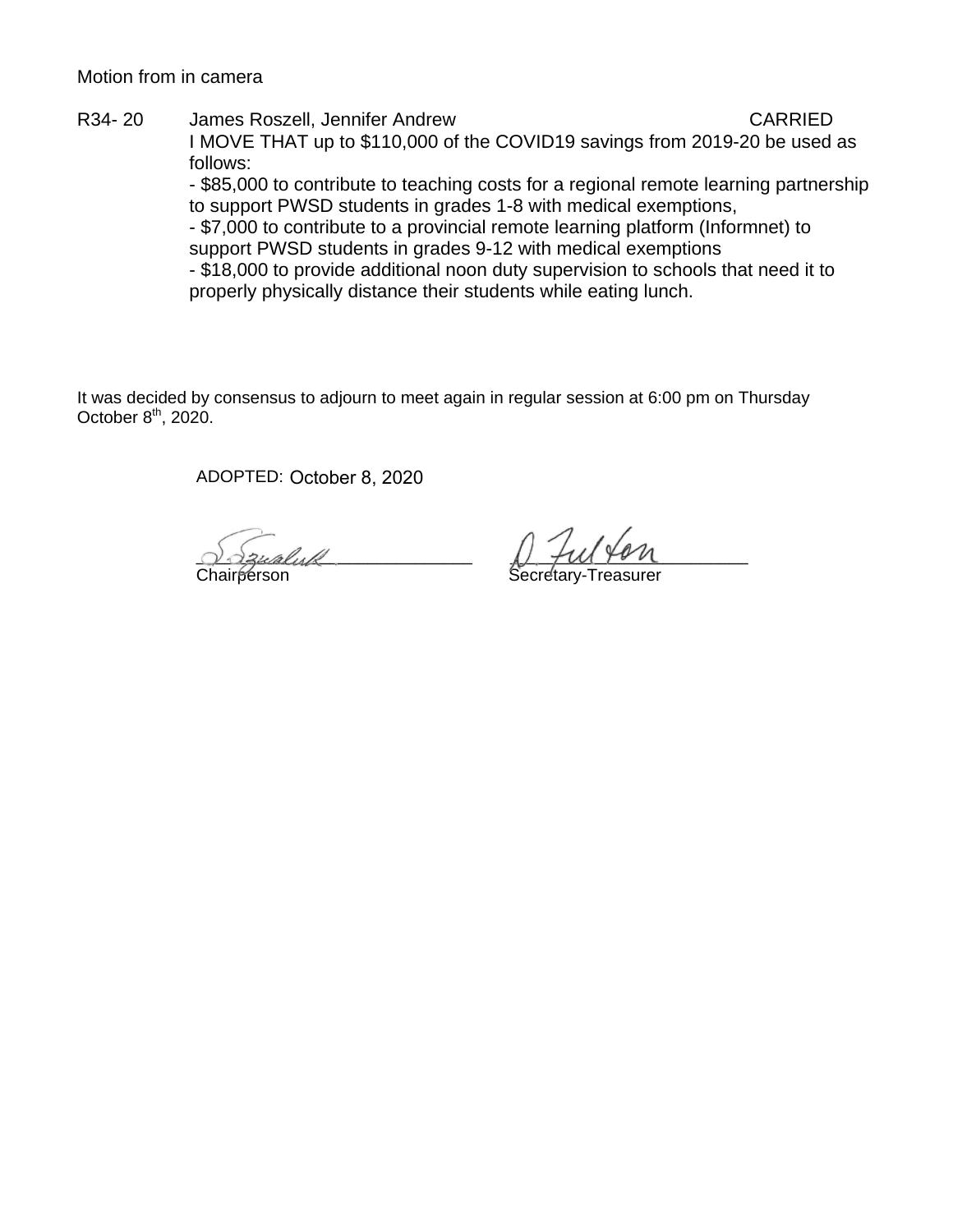Motion from in camera

R34- 20 James Roszell, Jennifer Andrew CARRIED

I MOVE THAT up to $110,000 of the COVID19 savings from 2019-20 be used as follows:

- $85,000 to contribute to teaching costs for a regional remote learning partnership to support PWSD students in grades 1-8 with medical exemptions,
- $7,000 to contribute to a provincial remote learning platform (Informnet) to support PWSD students in grades 9-12 with medical exemptions
- $18,000 to provide additional noon duty supervision to schools that need it to properly physically distance their students while eating lunch.

It was decided by consensus to adjourn to meet again in regular session at 6:00 pm on Thursday October 8th, 2020.

ADOPTED: October 8, 2020

Chairperson Secretary-Treasurer